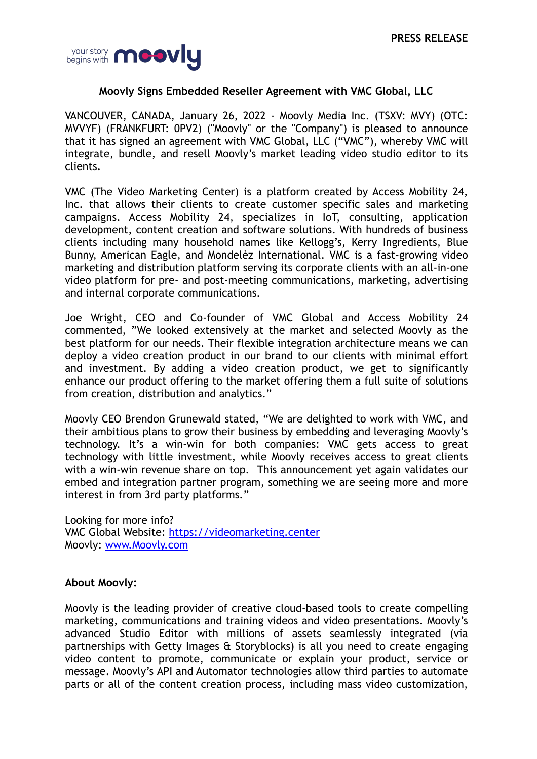PRESS RELEASE

## Moovly Signs Embedded Reseller Agreement with VMC Global, LLC

VANCOUVER, CANADA, January 26, 2022 - Moovly Media Inc. (TSXV: MVY) (OTC: MVVYF) (FRANKFURT: 0PV2) ("Moovly" or the "Company") is pleased to announce that it has signed an agreement with VMC Global, LLC ("VMC"), whereby VMC will integrate, bundle, and resell Moovly's market leading video studio editor to its clients.

VMC (The Video Marketing Center) is a platform created by Access Mobility 24, Inc. that allows their clients to create customer specific sales and marketing campaigns. Access Mobility 24, specializes in IoT, consulting, application development, content creation and software solutions. With hundreds of business clients including many household names like Kellogg's, Kerry Ingredients, Blue Bunny, American Eagle, and Mondelèz International. VMC is a fast-growing video marketing and distribution platform serving its corporate clients with an all-in-one video platform for pre- and post-meeting communications, marketing, advertising and internal corporate communications.

Joe Wright, CEO and Co-founder of VMC Global and Access Mobility 24 commented, "We looked extensively at the market and selected Moovly as the best platform for our needs. Their flexible integration architecture means we can deploy a video creation product in our brand to our clients with minimal effort and investment. By adding a video creation product, we get to significantly enhance our product offering to the market offering them a full suite of solutions from creation, distribution and analytics."

Moovly CEO Brendon Grunewald stated, "We are delighted to work with VMC, and their ambitious plans to grow their business by embedding and leveraging Moovly's technology. It's a win-win for both companies: VMC gets access to great technology with little investment, while Moovly receives access to great clients with a win-win revenue share on top. This announcement yet again validates our embed and integration partner program, something we are seeing more and more interest in from 3rd party platforms."

Looking for more info?
VMC Global Website: [https://videomarketing.center](https://videomarketing.center)
Moovly: [www.Moovly.com](www.Moovly.com)

**About Moovly:**

Moovly is the leading provider of creative cloud-based tools to create compelling marketing, communications and training videos and video presentations. Moovly's advanced Studio Editor with millions of assets seamlessly integrated (via partnerships with Getty Images & Storyblocks) is all you need to create engaging video content to promote, communicate or explain your product, service or message. Moovly's API and Automator technologies allow third parties to automate parts or all of the content creation process, including mass video customization,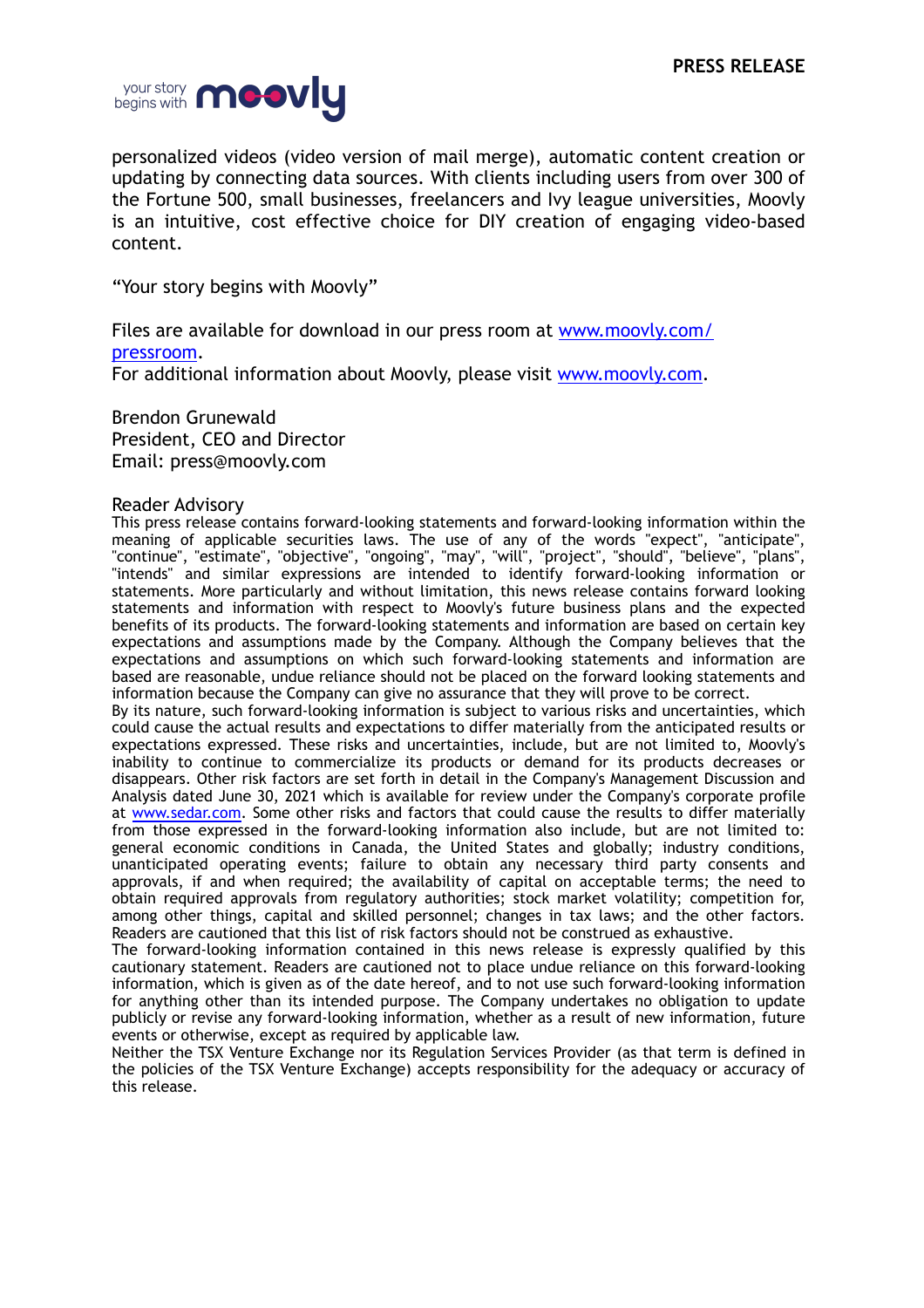personalized videos (video version of mail merge), automatic content creation or updating by connecting data sources. With clients including users from over 300 of the Fortune 500, small businesses, freelancers and Ivy league universities, Moovly is an intuitive, cost effective choice for DIY creation of engaging video-based content.

"Your story begins with Moovly"

Files are available for download in our press room at [www.moovly.com/pressroom](www.moovly.com/pressroom).
For additional information about Moovly, please visit [www.moovly.com](www.moovly.com).

Brendon Grunewald
President, CEO and Director
Email: press@moovly.com

## Reader Advisory

This press release contains forward-looking statements and forward-looking information within the meaning of applicable securities laws. The use of any of the words "expect", "anticipate", "continue", "estimate", "objective", "ongoing", "may", "will", "project", "should", "believe", "plans", "intends" and similar expressions are intended to identify forward-looking information or statements. More particularly and without limitation, this news release contains forward looking statements and information with respect to Moovly's future business plans and the expected benefits of its products. The forward-looking statements and information are based on certain key expectations and assumptions made by the Company. Although the Company believes that the expectations and assumptions on which such forward-looking statements and information are based are reasonable, undue reliance should not be placed on the forward looking statements and information because the Company can give no assurance that they will prove to be correct.

By its nature, such forward-looking information is subject to various risks and uncertainties, which could cause the actual results and expectations to differ materially from the anticipated results or expectations expressed. These risks and uncertainties, include, but are not limited to, Moovly's inability to continue to commercialize its products or demand for its products decreases or disappears. Other risk factors are set forth in detail in the Company's Management Discussion and Analysis dated June 30, 2021 which is available for review under the Company's corporate profile at [www.sedar.com](www.sedar.com). Some other risks and factors that could cause the results to differ materially from those expressed in the forward-looking information also include, but are not limited to: general economic conditions in Canada, the United States and globally; industry conditions, unanticipated operating events; failure to obtain any necessary third party consents and approvals, if and when required; the availability of capital on acceptable terms; the need to obtain required approvals from regulatory authorities; stock market volatility; competition for, among other things, capital and skilled personnel; changes in tax laws; and the other factors. Readers are cautioned that this list of risk factors should not be construed as exhaustive.

The forward-looking information contained in this news release is expressly qualified by this cautionary statement. Readers are cautioned not to place undue reliance on this forward-looking information, which is given as of the date hereof, and to not use such forward-looking information for anything other than its intended purpose. The Company undertakes no obligation to update publicly or revise any forward-looking information, whether as a result of new information, future events or otherwise, except as required by applicable law.

Neither the TSX Venture Exchange nor its Regulation Services Provider (as that term is defined in the policies of the TSX Venture Exchange) accepts responsibility for the adequacy or accuracy of this release.